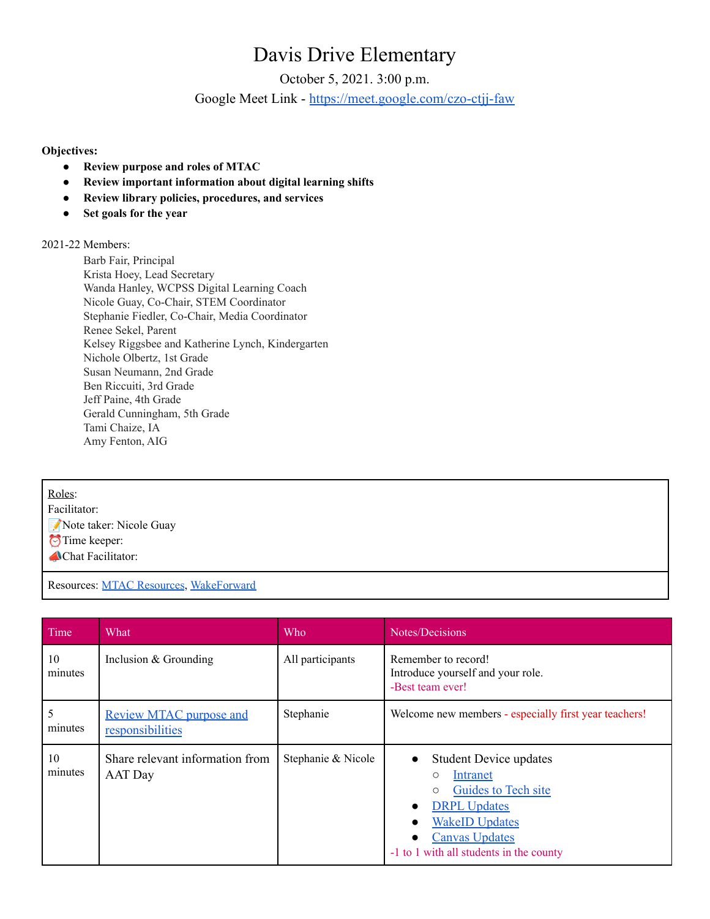# Davis Drive Elementary

October 5, 2021. 3:00 p.m.

Google Meet Link - https://meet.google.com/czo-ctjj-faw

**Objectives:**

- **Review purpose and roles of MTAC**
- **Review important information about digital learning shifts**
- **Review library policies, procedures, and services**
- **Set goals for the year**

2021-22 Members:

Barb Fair, Principal
Krista Hoey, Lead Secretary
Wanda Hanley, WCPSS Digital Learning Coach
Nicole Guay, Co-Chair, STEM Coordinator
Stephanie Fiedler, Co-Chair, Media Coordinator
Renee Sekel, Parent
Kelsey Riggsbee and Katherine Lynch, Kindergarten
Nichole Olbertz, 1st Grade
Susan Neumann, 2nd Grade
Ben Riccuiti, 3rd Grade
Jeff Paine, 4th Grade
Gerald Cunningham, 5th Grade
Tami Chaize, IA
Amy Fenton, AIG

| Roles: |
|---|
| Facilitator:<br>📝Note taker: Nicole Guay<br>⏰Time keeper:<br>📣Chat Facilitator: |
| Resources: MTAC Resources, WakeForward |

| Time | What | Who | Notes/Decisions |
|---|---|---|---|
| 10 minutes | Inclusion & Grounding | All participants | Remember to record!<br>Introduce yourself and your role.<br>-Best team ever! |
| 5 minutes | Review MTAC purpose and responsibilities | Stephanie | Welcome new members - especially first year teachers! |
| 10 minutes | Share relevant information from AAT Day | Stephanie & Nicole | • Student Device updates<br>&nbsp;&nbsp;○ Intranet<br>&nbsp;&nbsp;○ Guides to Tech site<br>• DRPL Updates<br>• WakeID Updates<br>• Canvas Updates<br>-1 to 1 with all students in the county |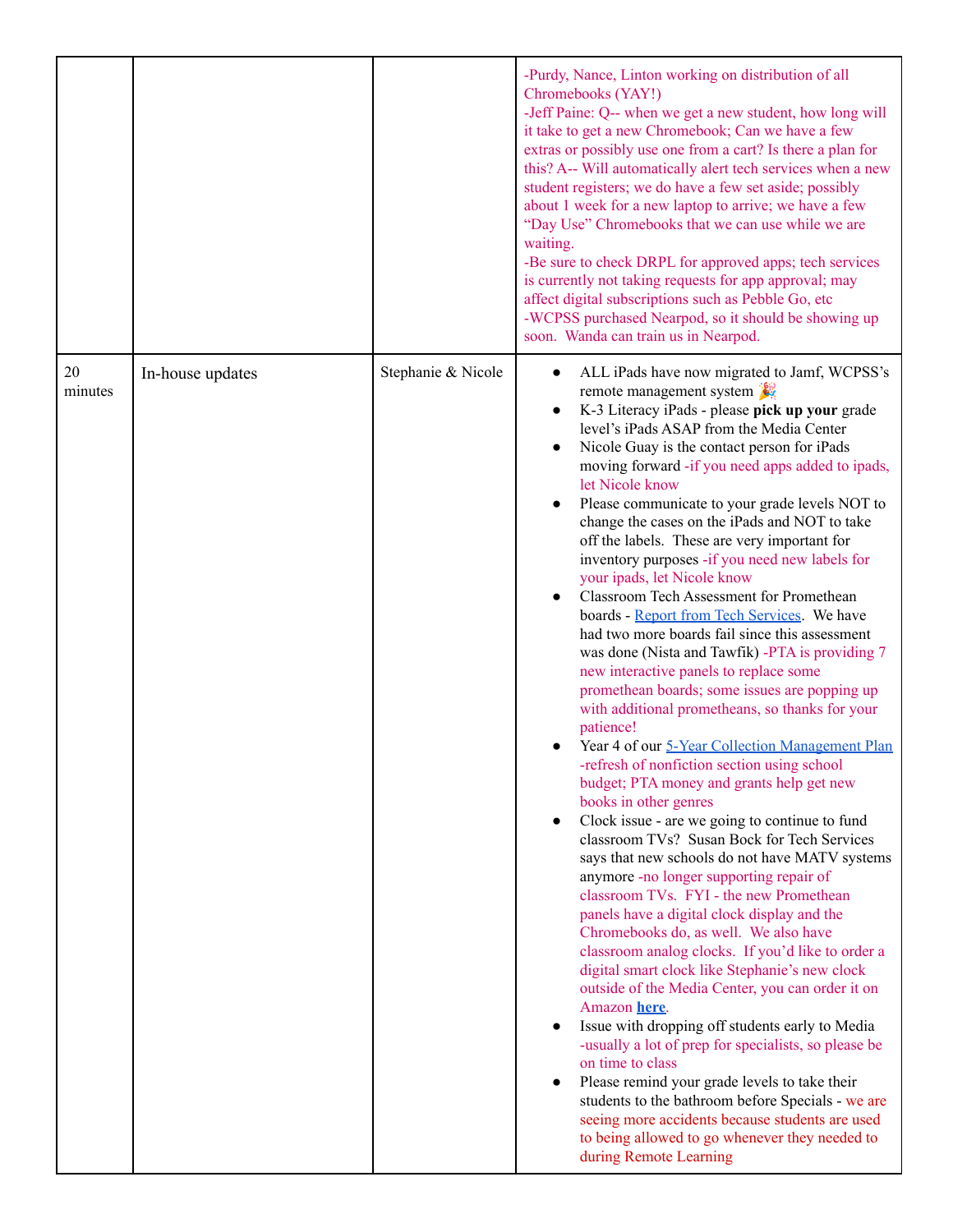| | | | |
|---|---|---|---|
| | | | -Purdy, Nance, Linton working on distribution of all Chromebooks (YAY!)<br>-Jeff Paine: Q-- when we get a new student, how long will it take to get a new Chromebook; Can we have a few extras or possibly use one from a cart? Is there a plan for this? A-- Will automatically alert tech services when a new student registers; we do have a few set aside; possibly about 1 week for a new laptop to arrive; we have a few "Day Use" Chromebooks that we can use while we are waiting.<br>-Be sure to check DRPL for approved apps; tech services is currently not taking requests for app approval; may affect digital subscriptions such as Pebble Go, etc<br>-WCPSS purchased Nearpod, so it should be showing up soon. Wanda can train us in Nearpod. |
| 20 minutes | In-house updates | Stephanie & Nicole | • ALL iPads have now migrated to Jamf, WCPSS's remote management system 🎉<br>• K-3 Literacy iPads - please **pick up your** grade level's iPads ASAP from the Media Center<br>• Nicole Guay is the contact person for iPads moving forward -if you need apps added to ipads, let Nicole know<br>• Please communicate to your grade levels NOT to change the cases on the iPads and NOT to take off the labels. These are very important for inventory purposes -if you need new labels for your ipads, let Nicole know<br>• Classroom Tech Assessment for Promethean boards - Report from Tech Services. We have had two more boards fail since this assessment was done (Nista and Tawfik) -PTA is providing 7 new interactive panels to replace some promethean boards; some issues are popping up with additional prometheans, so thanks for your patience!<br>• Year 4 of our 5-Year Collection Management Plan -refresh of nonfiction section using school budget; PTA money and grants help get new books in other genres<br>• Clock issue - are we going to continue to fund classroom TVs? Susan Bock for Tech Services says that new schools do not have MATV systems anymore -no longer supporting repair of classroom TVs. FYI - the new Promethean panels have a digital clock display and the Chromebooks do, as well. We also have classroom analog clocks. If you'd like to order a digital smart clock like Stephanie's new clock outside of the Media Center, you can order it on Amazon **here**.<br>• Issue with dropping off students early to Media -usually a lot of prep for specialists, so please be on time to class<br>• Please remind your grade levels to take their students to the bathroom before Specials - we are seeing more accidents because students are used to being allowed to go whenever they needed to during Remote Learning |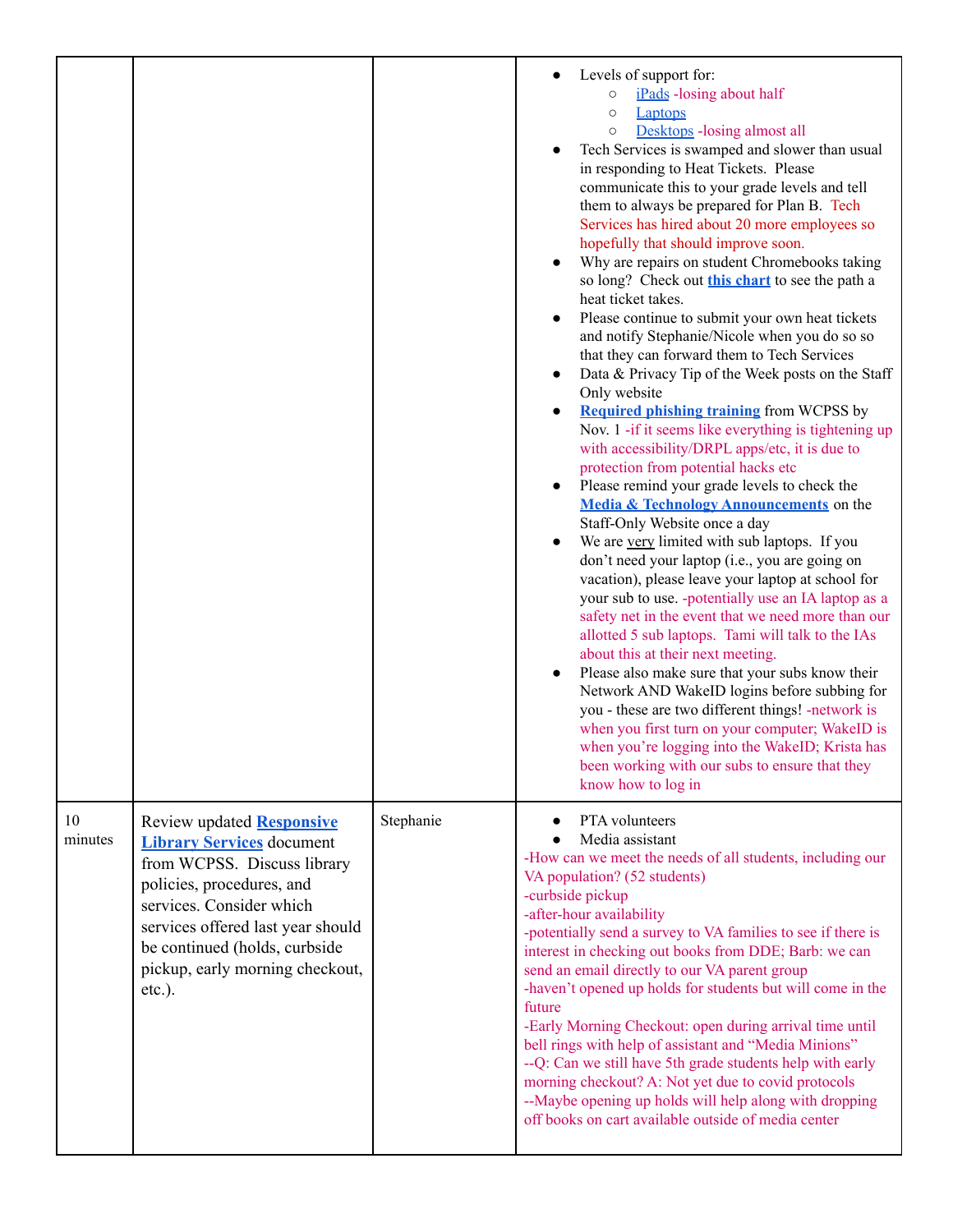| | | | |
|---|---|---|---|
| | | | • Levels of support for:<br>  ○ iPads -losing about half<br>  ○ Laptops<br>  ○ Desktops -losing almost all<br>• Tech Services is swamped and slower than usual in responding to Heat Tickets. Please communicate this to your grade levels and tell them to always be prepared for Plan B. Tech Services has hired about 20 more employees so hopefully that should improve soon.<br>• Why are repairs on student Chromebooks taking so long? Check out **this chart** to see the path a heat ticket takes.<br>• Please continue to submit your own heat tickets and notify Stephanie/Nicole when you do so so that they can forward them to Tech Services<br>• Data & Privacy Tip of the Week posts on the Staff Only website<br>• **Required phishing training** from WCPSS by Nov. 1 -if it seems like everything is tightening up with accessibility/DRPL apps/etc, it is due to protection from potential hacks etc<br>• Please remind your grade levels to check the **Media & Technology Announcements** on the Staff-Only Website once a day<br>• We are very limited with sub laptops. If you don't need your laptop (i.e., you are going on vacation), please leave your laptop at school for your sub to use. -potentially use an IA laptop as a safety net in the event that we need more than our allotted 5 sub laptops. Tami will talk to the IAs about this at their next meeting.<br>• Please also make sure that your subs know their Network AND WakeID logins before subbing for you - these are two different things! -network is when you first turn on your computer; WakeID is when you're logging into the WakeID; Krista has been working with our subs to ensure that they know how to log in |
| 10 minutes | Review updated **Responsive Library Services** document from WCPSS. Discuss library policies, procedures, and services. Consider which services offered last year should be continued (holds, curbside pickup, early morning checkout, etc.). | Stephanie | • PTA volunteers<br>• Media assistant<br>-How can we meet the needs of all students, including our VA population? (52 students)<br>-curbside pickup<br>-after-hour availability<br>-potentially send a survey to VA families to see if there is interest in checking out books from DDE; Barb: we can send an email directly to our VA parent group<br>-haven't opened up holds for students but will come in the future<br>-Early Morning Checkout: open during arrival time until bell rings with help of assistant and "Media Minions"<br>--Q: Can we still have 5th grade students help with early morning checkout? A: Not yet due to covid protocols<br>--Maybe opening up holds will help along with dropping off books on cart available outside of media center |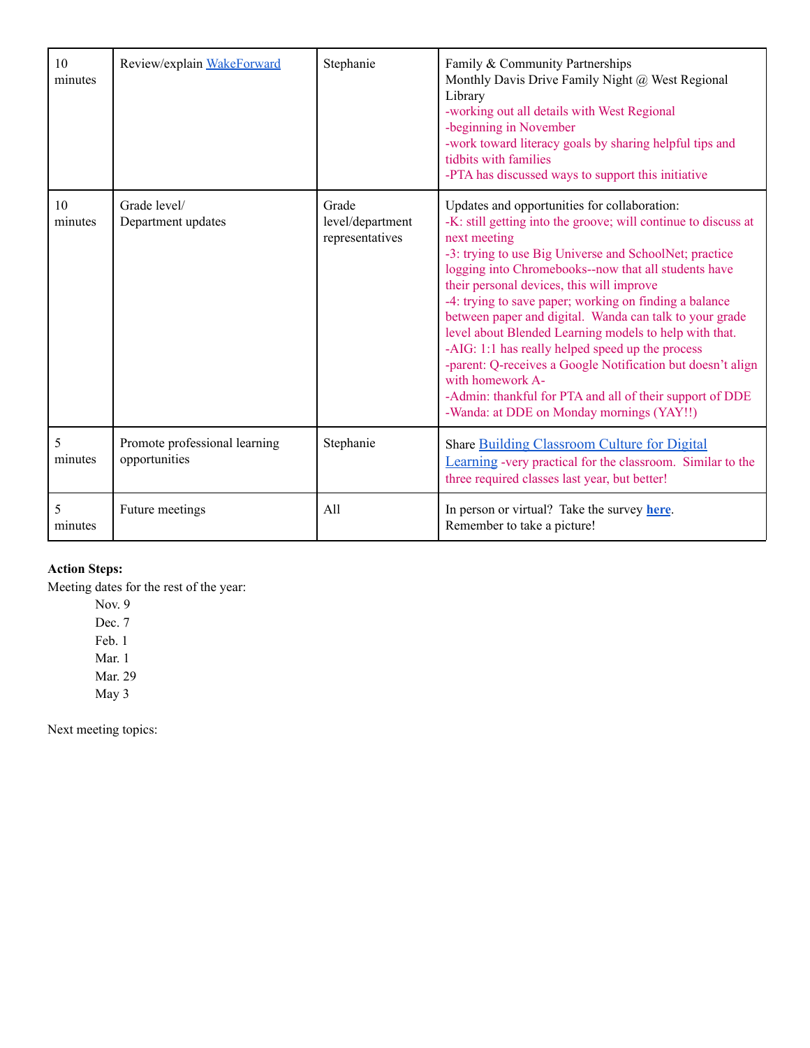| | | | |
|---|---|---|---|
| 10 minutes | Review/explain WakeForward | Stephanie | Family & Community Partnerships<br>Monthly Davis Drive Family Night @ West Regional Library<br>-working out all details with West Regional<br>-beginning in November<br>-work toward literacy goals by sharing helpful tips and tidbits with families<br>-PTA has discussed ways to support this initiative |
| 10 minutes | Grade level/<br>Department updates | Grade level/department representatives | Updates and opportunities for collaboration:<br>-K: still getting into the groove; will continue to discuss at next meeting<br>-3: trying to use Big Universe and SchoolNet; practice logging into Chromebooks--now that all students have their personal devices, this will improve<br>-4: trying to save paper; working on finding a balance between paper and digital. Wanda can talk to your grade level about Blended Learning models to help with that.<br>-AIG: 1:1 has really helped speed up the process<br>-parent: Q-receives a Google Notification but doesn't align with homework A-<br>-Admin: thankful for PTA and all of their support of DDE<br>-Wanda: at DDE on Monday mornings (YAY!!) |
| 5 minutes | Promote professional learning opportunities | Stephanie | Share Building Classroom Culture for Digital Learning -very practical for the classroom. Similar to the three required classes last year, but better! |
| 5 minutes | Future meetings | All | In person or virtual? Take the survey **here**.<br>Remember to take a picture! |

**Action Steps:**

Meeting dates for the rest of the year:

- Nov. 9
- Dec. 7
- Feb. 1
- Mar. 1
- Mar. 29
- May 3

Next meeting topics: